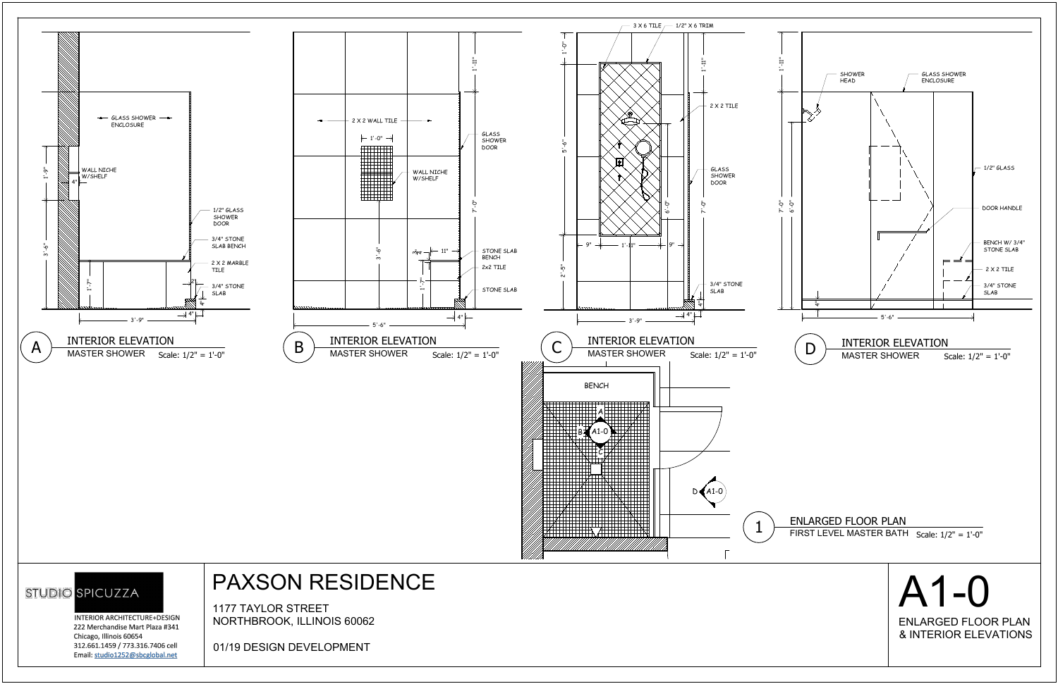## A — INTERIOR ELEVATION
MASTER SHOWER Scale: 1/2" = 1'-0"

GLASS SHOWER ENCLOSURE
WALL NICHE W/SHELF
1/2" GLASS SHOWER DOOR
3/4" STONE SLAB BENCH
2 X 2 MARBLE TILE
3/4" STONE SLAB
1'-9"
4"
3'-6"
1'-7"
2"
4"
3'-9"
4"

## B — INTERIOR ELEVATION
MASTER SHOWER Scale: 1/2" = 1'-0"

2 X 2 WALL TILE
1'-0"
GLASS SHOWER DOOR
WALL NICHE W/SHELF
STONE SLAB BENCH
2x2 TILE
STONE SLAB
1'-11"
7'-0"
3'-6"
11"
1'-7"
5'-6"
4"

## C — INTERIOR ELEVATION
MASTER SHOWER Scale: 1/2" = 1'-0"

3 X 6 TILE
1/2" X 6 TRIM
2 X 2 TILE
GLASS SHOWER DOOR
3/4" STONE SLAB
1'-0"
1'-11"
5'-6"
6'-0"
7'-0"
9"
1'-11"
9"
2'-5"
3'-9"
4"

## D — INTERIOR ELEVATION
MASTER SHOWER Scale: 1/2" = 1'-0"

SHOWER HEAD
GLASS SHOWER ENCLOSURE
1/2" GLASS
DOOR HANDLE
BENCH W/ 3/4" STONE SLAB
2 X 2 TILE
3/4" STONE SLAB
1'-11"
7'-0"
6'-0"
4"
5'-6"

## 1 — ENLARGED FLOOR PLAN
FIRST LEVEL MASTER BATH Scale: 1/2" = 1'-0"

BENCH
A
B A1-0
C
D A1-0

---

STUDIO SPICUZZA
INTERIOR ARCHITECTURE+DESIGN
222 Merchandise Mart Plaza #341
Chicago, Illinois 60654
312.661.1459 / 773.316.7406 cell
Email: studio1252@sbcglobal.net

# PAXSON RESIDENCE

1177 TAYLOR STREET
NORTHBROOK, ILLINOIS 60062

01/19 DESIGN DEVELOPMENT

# A1-0

ENLARGED FLOOR PLAN
& INTERIOR ELEVATIONS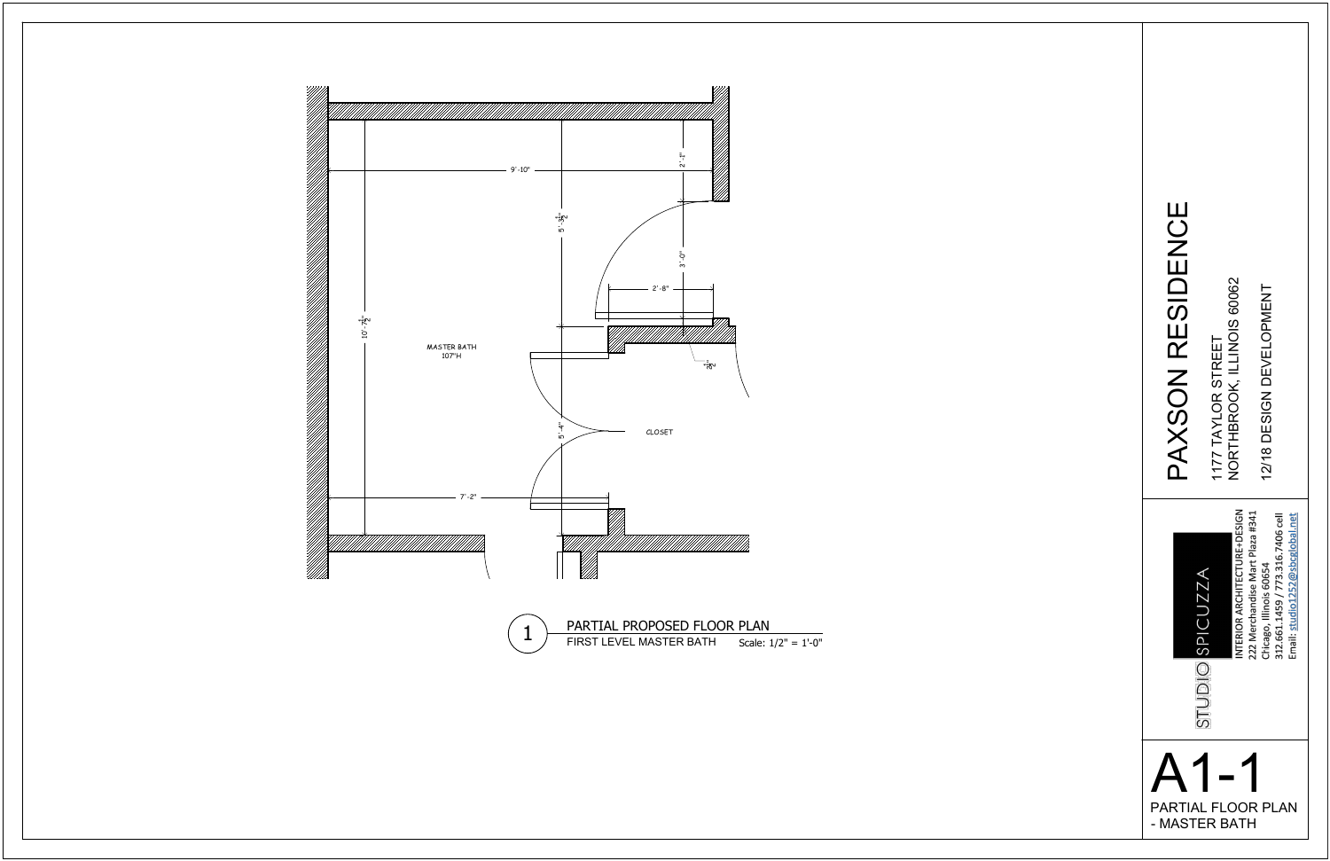MASTER BATH
107"H

CLOSET

9'-10"

2'-1"

3'-0"

2'-8"

5'-3½"

10'-7½"

5'-4"

7'-2"

2½"

1 PARTIAL PROPOSED FLOOR PLAN
FIRST LEVEL MASTER BATH Scale: 1/2" = 1'-0"

# PAXSON RESIDENCE

1177 TAYLOR STREET
NORTHBROOK, ILLINOIS 60062

12/18 DESIGN DEVELOPMENT

STUDIO SPICUZZA

INTERIOR ARCHITECTURE+DESIGN
222 Merchandise Mart Plaza #341
Chicago, Illinois 60654
312.661.1459 / 773.316.7406 cell
Email: studio1252@sbcglobal.net

# A1-1

PARTIAL FLOOR PLAN
- MASTER BATH